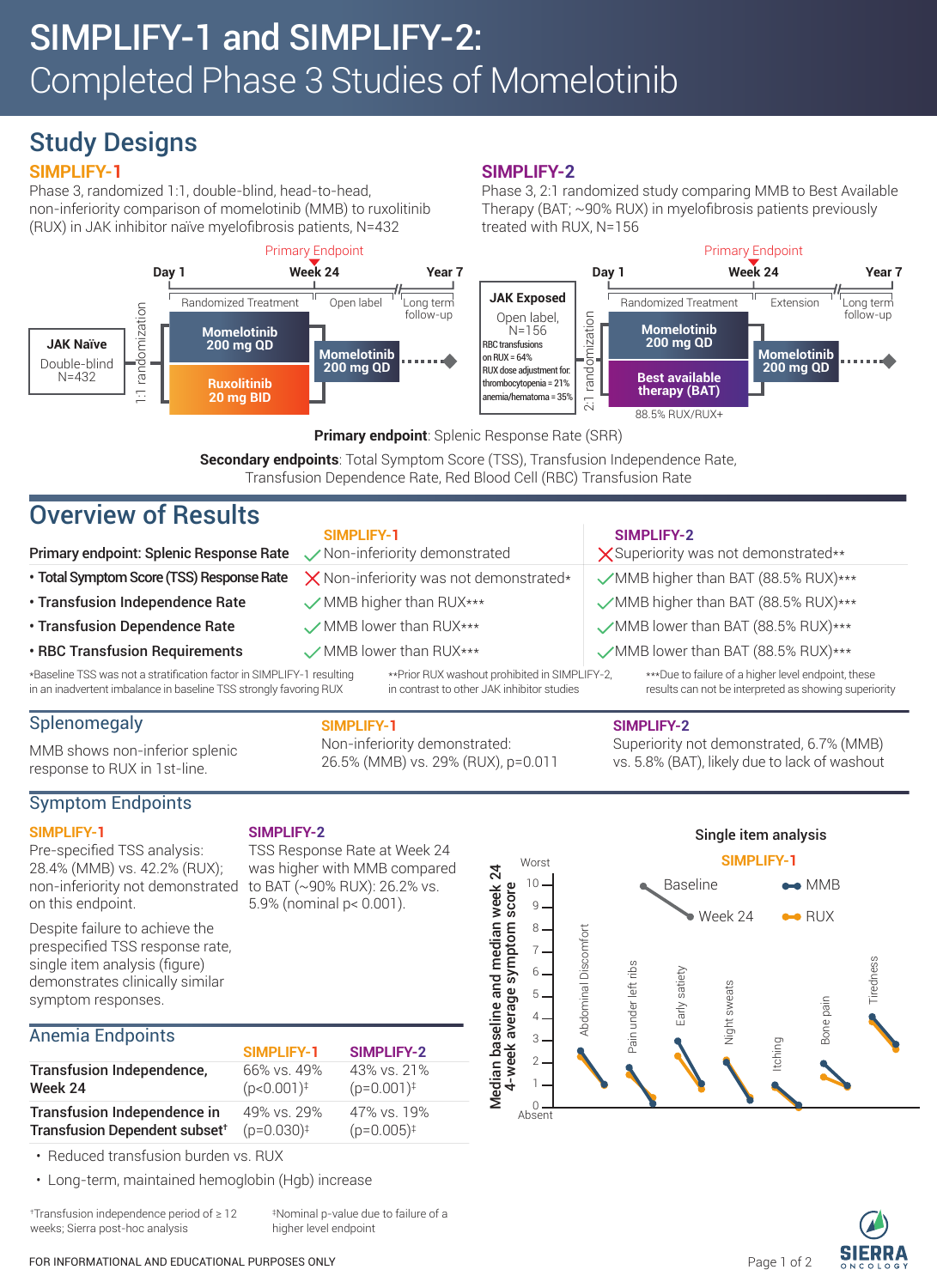# SIMPLIFY-1 and SIMPLIFY-2: Completed Phase 3 Studies of Momelotinib

## Study Designs

### SIMPLIFY-1

Phase 3, randomized 1:1, double-blind, head-to-head, non-inferiority comparison of momelotinib (MMB) to ruxolitinib (RUX) in JAK inhibitor naïve myelofibrosis patients, N=432

Primary Endpoint

Day 1 — Week 24 — Year 7

JAK Naïve, Double-blind, N=432 → 1:1 randomization → Randomized Treatment: Momelotinib 200 mg QD / Ruxolitinib 20 mg BID → Open label: Momelotinib 200 mg QD → Long term follow-up

### SIMPLIFY-2

Phase 3, 2:1 randomized study comparing MMB to Best Available Therapy (BAT; ~90% RUX) in myelofibrosis patients previously treated with RUX, N=156

Primary Endpoint

Day 1 — Week 24 — Year 7

JAK Exposed, Open label, N=156; RBC transfusions on RUX = 64%; RUX dose adjustment for: thrombocytopenia = 21%, anemia/hematoma = 35% → 2:1 randomization → Randomized Treatment: Momelotinib 200 mg QD / Best available therapy (BAT) (88.5% RUX/RUX+) → Extension: Momelotinib 200 mg QD → Long term follow-up

**Primary endpoint**: Splenic Response Rate (SRR)

**Secondary endpoints**: Total Symptom Score (TSS), Transfusion Independence Rate, Transfusion Dependence Rate, Red Blood Cell (RBC) Transfusion Rate

## Overview of Results

| | SIMPLIFY-1 | SIMPLIFY-2 |
|---|---|---|
| **Primary endpoint: Splenic Response Rate** | ✓ Non-inferiority demonstrated | ✗ Superiority was not demonstrated** |
| • **Total Symptom Score (TSS) Response Rate** | ✗ Non-inferiority was not demonstrated* | ✓ MMB higher than BAT (88.5% RUX)*** |
| • **Transfusion Independence Rate** | ✓ MMB higher than RUX*** | ✓ MMB higher than BAT (88.5% RUX)*** |
| • **Transfusion Dependence Rate** | ✓ MMB lower than RUX*** | ✓ MMB lower than BAT (88.5% RUX)*** |
| • **RBC Transfusion Requirements** | ✓ MMB lower than RUX*** | ✓ MMB lower than BAT (88.5% RUX)*** |

*Baseline TSS was not a stratification factor in SIMPLIFY-1 resulting in an inadvertent imbalance in baseline TSS strongly favoring RUX

**Prior RUX washout prohibited in SIMPLIFY-2, in contrast to other JAK inhibitor studies

***Due to failure of a higher level endpoint, these results can not be interpreted as showing superiority

## Splenomegaly

MMB shows non-inferior splenic response to RUX in 1st-line.

**SIMPLIFY-1**
Non-inferiority demonstrated: 26.5% (MMB) vs. 29% (RUX), p=0.011

**SIMPLIFY-2**
Superiority not demonstrated, 6.7% (MMB) vs. 5.8% (BAT), likely due to lack of washout

## Symptom Endpoints

**SIMPLIFY-1**

Pre-specified TSS analysis: 28.4% (MMB) vs. 42.2% (RUX); non-inferiority not demonstrated on this endpoint.

Despite failure to achieve the prespecified TSS response rate, single item analysis (figure) demonstrates clinically similar symptom responses.

**SIMPLIFY-2**

TSS Response Rate at Week 24 was higher with MMB compared to BAT (~90% RUX): 26.2% vs. 5.9% (nominal p< 0.001).

**Single item analysis**

SIMPLIFY-1

Median baseline and median week 24 4-week average symptom score (Worst 10 – 0 Absent); Baseline → Week 24; MMB, RUX

Items: Abdominal Discomfort, Pain under left ribs, Early satiety, Night sweats, Itching, Bone pain, Tiredness

## Anemia Endpoints

| | SIMPLIFY-1 | SIMPLIFY-2 |
|---|---|---|
| **Transfusion Independence, Week 24** | 66% vs. 49% (p<0.001)‡ | 43% vs. 21% (p=0.001)‡ |
| **Transfusion Independence in Transfusion Dependent subset†** | 49% vs. 29% (p=0.030)‡ | 47% vs. 19% (p=0.005)‡ |

- Reduced transfusion burden vs. RUX
- Long-term, maintained hemoglobin (Hgb) increase

†Transfusion independence period of ≥ 12 weeks; Sierra post-hoc analysis

‡Nominal p-value due to failure of a higher level endpoint

FOR INFORMATIONAL AND EDUCATIONAL PURPOSES ONLY

SIERRA ONCOLOGY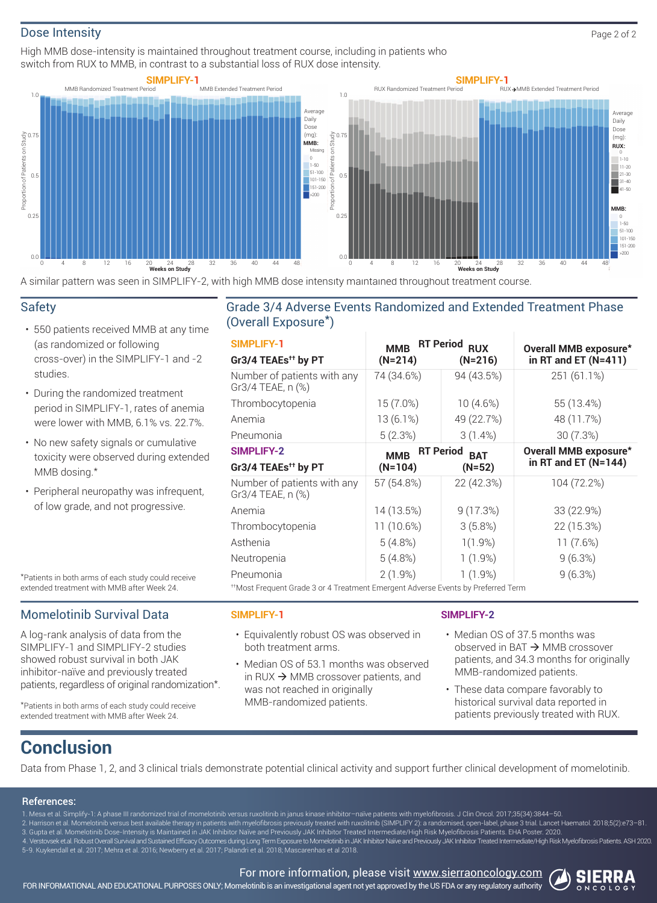## Dose Intensity

High MMB dose-intensity is maintained throughout treatment course, including in patients who switch from RUX to MMB, in contrast to a substantial loss of RUX dose intensity.

SIMPLIFY-1

MMB Randomized Treatment Period
MMB Extended Treatment Period
Proportion of Patients on Study
1.0
0.75
0.5
0.25
0.0
0 4 8 12 16 20 24 28 32 36 40 44 48
Weeks on Study
Average Daily Dose (mg):
MMB:
Missing
0
1-50
51-100
101-150
151-200
>200

SIMPLIFY-1

RUX Randomized Treatment Period
RUX → MMB Extended Treatment Period
Proportion of Patients on Study
1.0
0.75
0.5
0.25
0.0
0 4 8 12 16 20 24 28 32 36 40 44 48
Weeks on Study
Average Daily Dose (mg):
RUX:
0
1-10
11-20
21-30
31-40
41-50
MMB:
0
1-50
51-100
101-150
151-200
>200

A similar pattern was seen in SIMPLIFY-2, with high MMB dose intensity maintained throughout treatment course.

## Safety

- 550 patients received MMB at any time (as randomized or following cross-over) in the SIMPLIFY-1 and -2 studies.
- During the randomized treatment period in SIMPLIFY-1, rates of anemia were lower with MMB, 6.1% vs. 22.7%.
- No new safety signals or cumulative toxicity were observed during extended MMB dosing.*
- Peripheral neuropathy was infrequent, of low grade, and not progressive.

*Patients in both arms of each study could receive extended treatment with MMB after Week 24.

## Grade 3/4 Adverse Events Randomized and Extended Treatment Phase (Overall Exposure*)

| SIMPLIFY-1 Gr3/4 TEAEs†† by PT | RT Period MMB (N=214) | RT Period RUX (N=216) | Overall MMB exposure* in RT and ET (N=411) |
|---|---|---|---|
| Number of patients with any Gr3/4 TEAE, n (%) | 74 (34.6%) | 94 (43.5%) | 251 (61.1%) |
| Thrombocytopenia | 15 (7.0%) | 10 (4.6%) | 55 (13.4%) |
| Anemia | 13 (6.1%) | 49 (22.7%) | 48 (11.7%) |
| Pneumonia | 5 (2.3%) | 3 (1.4%) | 30 (7.3%) |
| **SIMPLIFY-2 Gr3/4 TEAEs†† by PT** | **RT Period MMB (N=104)** | **RT Period BAT (N=52)** | **Overall MMB exposure* in RT and ET (N=144)** |
| Number of patients with any Gr3/4 TEAE, n (%) | 57 (54.8%) | 22 (42.3%) | 104 (72.2%) |
| Anemia | 14 (13.5%) | 9 (17.3%) | 33 (22.9%) |
| Thrombocytopenia | 11 (10.6%) | 3 (5.8%) | 22 (15.3%) |
| Asthenia | 5 (4.8%) | 1(1.9%) | 11 (7.6%) |
| Neutropenia | 5 (4.8%) | 1 (1.9%) | 9 (6.3%) |
| Pneumonia | 2 (1.9%) | 1 (1.9%) | 9 (6.3%) |

††Most Frequent Grade 3 or 4 Treatment Emergent Adverse Events by Preferred Term

## Momelotinib Survival Data

A log-rank analysis of data from the SIMPLIFY-1 and SIMPLIFY-2 studies showed robust survival in both JAK inhibitor-naïve and previously treated patients, regardless of original randomization*.

*Patients in both arms of each study could receive extended treatment with MMB after Week 24.

**SIMPLIFY-1**

- Equivalently robust OS was observed in both treatment arms.
- Median OS of 53.1 months was observed in RUX → MMB crossover patients, and was not reached in originally MMB-randomized patients.

**SIMPLIFY-2**

- Median OS of 37.5 months was observed in BAT → MMB crossover patients, and 34.3 months for originally MMB-randomized patients.
- These data compare favorably to historical survival data reported in patients previously treated with RUX.

# Conclusion

Data from Phase 1, 2, and 3 clinical trials demonstrate potential clinical activity and support further clinical development of momelotinib.

## References:

1. Mesa et al. Simplify-1: A phase III randomized trial of momelotinib versus ruxolitinib in janus kinase inhibitor–naïve patients with myelofibrosis. J Clin Oncol. 2017;35(34):3844–50.
2. Harrison et al. Momelotinib versus best available therapy in patients with myelofibrosis previously treated with ruxolitinib (SIMPLIFY 2): a randomised, open-label, phase 3 trial. Lancet Haematol. 2018;5(2):e73–81.
3. Gupta et al. Momelotinib Dose-Intensity is Maintained in JAK Inhibitor Naïve and Previously JAK Inhibitor Treated Intermediate/High Risk Myelofibrosis Patients. EHA Poster. 2020.
4. Verstovsek et al. Robust Overall Survival and Sustained Efficacy Outcomes during Long Term Exposure to Momelotinib in JAK Inhibitor Naïve and Previously JAK Inhibitor Treated Intermediate/High Risk Myelofibrosis Patients. ASH 2020.
5-9. Kuykendall et al. 2017; Mehra et al. 2016; Newberry et al. 2017; Palandri et al. 2018; Mascarenhas et al 2018.

For more information, please visit www.sierraoncology.com

FOR INFORMATIONAL AND EDUCATIONAL PURPOSES ONLY; Momelotinib is an investigational agent not yet approved by the US FDA or any regulatory authority

SIERRA ONCOLOGY